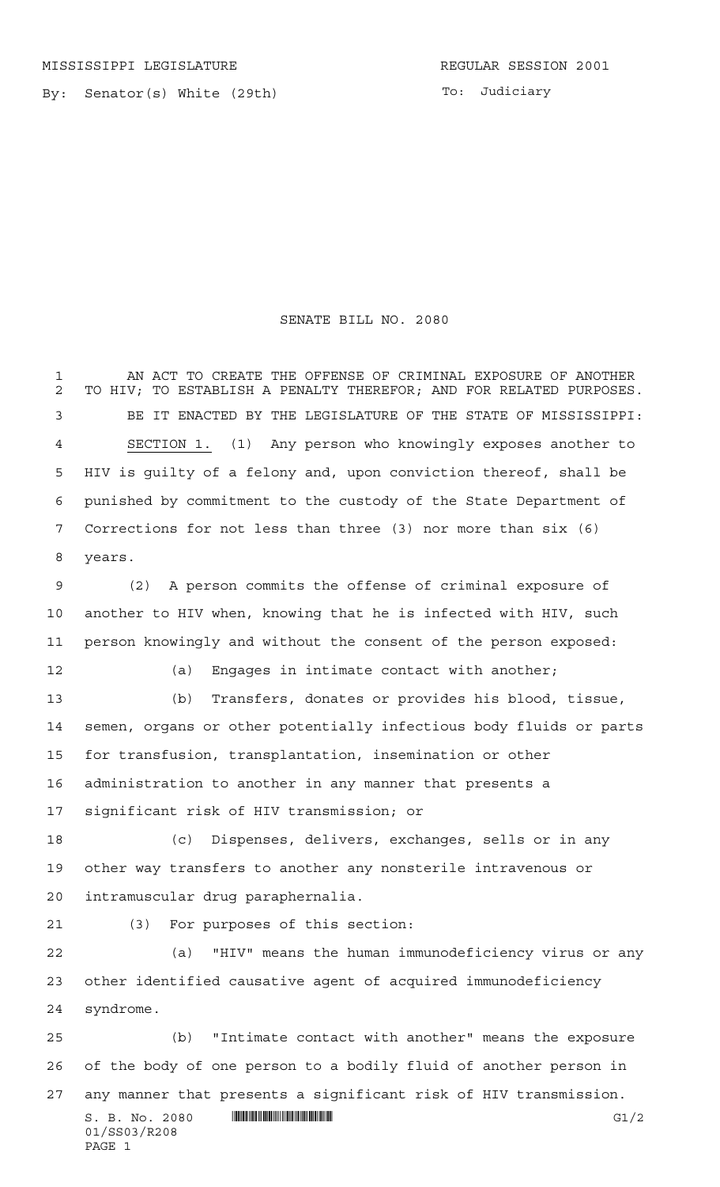MISSISSIPPI LEGISLATURE REGULAR SESSION 2001

By: Senator(s) White (29th)

To: Judiciary

# SENATE BILL NO. 2080

AN ACT TO CREATE THE OFFENSE OF CRIMINAL EXPOSURE OF ANOTHER TO HIV; TO ESTABLISH A PENALTY THEREFOR; AND FOR RELATED PURPOSES.

BE IT ENACTED BY THE LEGISLATURE OF THE STATE OF MISSISSIPPI:

SECTION 1. (1) Any person who knowingly exposes another to HIV is guilty of a felony and, upon conviction thereof, shall be punished by commitment to the custody of the State Department of Corrections for not less than three (3) nor more than six (6) years.

(2) A person commits the offense of criminal exposure of another to HIV when, knowing that he is infected with HIV, such person knowingly and without the consent of the person exposed:

(a) Engages in intimate contact with another;

(b) Transfers, donates or provides his blood, tissue, semen, organs or other potentially infectious body fluids or parts for transfusion, transplantation, insemination or other administration to another in any manner that presents a significant risk of HIV transmission; or

(c) Dispenses, delivers, exchanges, sells or in any other way transfers to another any nonsterile intravenous or intramuscular drug paraphernalia.

(3) For purposes of this section:

(a) "HIV" means the human immunodeficiency virus or any other identified causative agent of acquired immunodeficiency syndrome.

(b) "Intimate contact with another" means the exposure of the body of one person to a bodily fluid of another person in any manner that presents a significant risk of HIV transmission.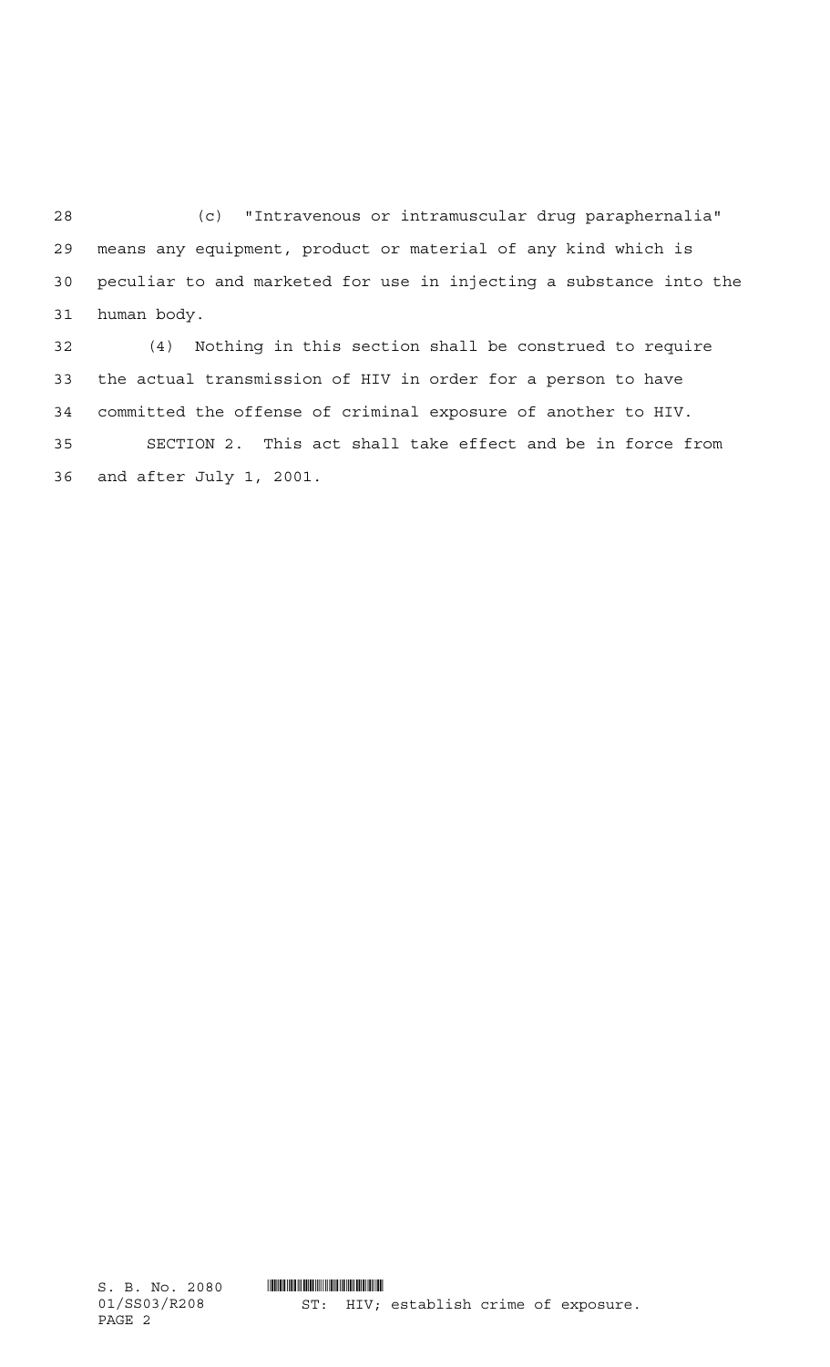(c) "Intravenous or intramuscular drug paraphernalia" means any equipment, product or material of any kind which is peculiar to and marketed for use in injecting a substance into the human body.

(4) Nothing in this section shall be construed to require the actual transmission of HIV in order for a person to have committed the offense of criminal exposure of another to HIV.

SECTION 2. This act shall take effect and be in force from and after July 1, 2001.

S. B. No. 2080
01/SS03/R208
ST: HIV; establish crime of exposure.